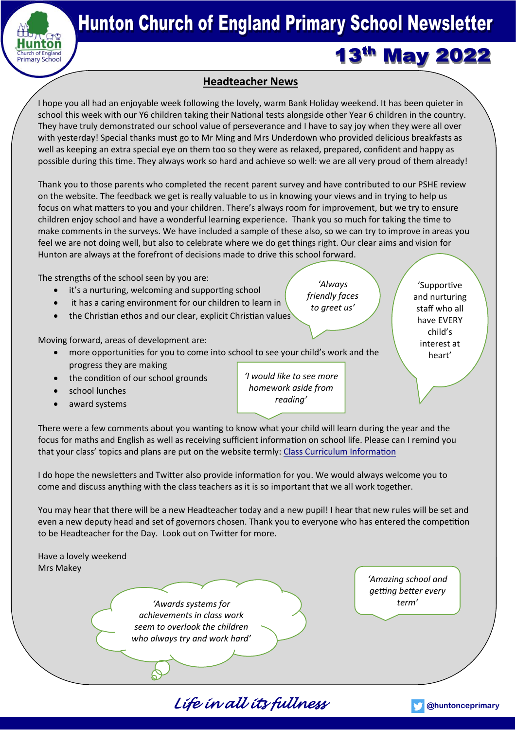# Hunton Church of England Primary School Newsletter

## 13th May 2022

### Headteacher News

I hope you all had an enjoyable week following the lovely, warm Bank Holiday weekend. It has been quieter in school this week with our Y6 children taking their National tests alongside other Year 6 children in the country. They have truly demonstrated our school value of perseverance and I have to say joy when they were all over with yesterday! Special thanks must go to Mr Ming and Mrs Underdown who provided delicious breakfasts as well as keeping an extra special eye on them too so they were as relaxed, prepared, confident and happy as possible during this time. They always work so hard and achieve so well: we are all very proud of them already!

Thank you to those parents who completed the recent parent survey and have contributed to our PSHE review on the website. The feedback we get is really valuable to us in knowing your views and in trying to help us focus on what matters to you and your children. There's always room for improvement, but we try to ensure children enjoy school and have a wonderful learning experience. Thank you so much for taking the time to make comments in the surveys. We have included a sample of these also, so we can try to improve in areas you feel we are not doing well, but also to celebrate where we do get things right. Our clear aims and vision for Hunton are always at the forefront of decisions made to drive this school forward.

The strengths of the school seen by you are:

- it's a nurturing, welcoming and supporting school
- it has a caring environment for our children to learn in
- the Christian ethos and our clear, explicit Christian values

*'Always friendly faces to greet us'*

'Supportive and nurturing staff who all have EVERY child's interest at heart'

Moving forward, areas of development are:

- more opportunities for you to come into school to see your child's work and the progress they are making
- the condition of our school grounds
- school lunches
- award systems

*'I would like to see more homework aside from reading'*

There were a few comments about you wanting to know what your child will learn during the year and the focus for maths and English as well as receiving sufficient information on school life. Please can I remind you that your class' topics and plans are put on the website termly: Class Curriculum Information

I do hope the newsletters and Twitter also provide information for you. We would always welcome you to come and discuss anything with the class teachers as it is so important that we all work together.

You may hear that there will be a new Headteacher today and a new pupil! I hear that new rules will be set and even a new deputy head and set of governors chosen. Thank you to everyone who has entered the competition to be Headteacher for the Day. Look out on Twitter for more.

Have a lovely weekend
Mrs Makey

*'Awards systems for achievements in class work seem to overlook the children who always try and work hard'*

*'Amazing school and getting better every term'*

*Life in all its fullness*

@huntonceprimary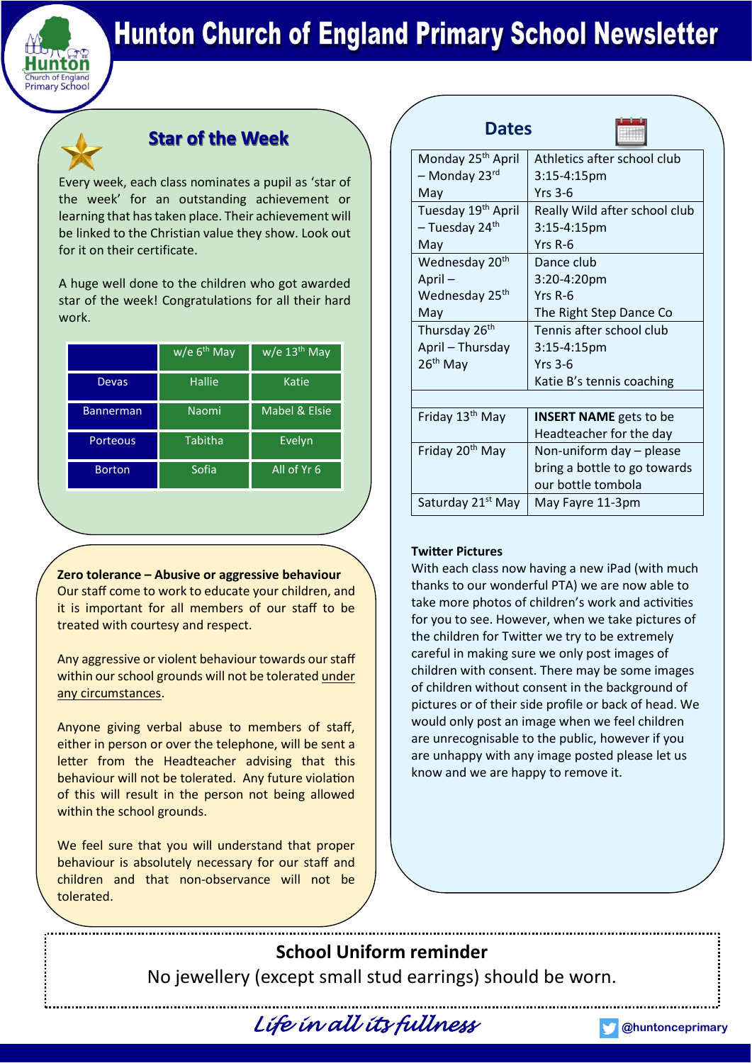# Hunton Church of England Primary School Newsletter

## Star of the Week

Every week, each class nominates a pupil as 'star of the week' for an outstanding achievement or learning that has taken place. Their achievement will be linked to the Christian value they show. Look out for it on their certificate.

A huge well done to the children who got awarded star of the week! Congratulations for all their hard work.

| | w/e 6th May | w/e 13th May |
|---|---|---|
| Devas | Hallie | Katie |
| Bannerman | Naomi | Mabel & Elsie |
| Porteous | Tabitha | Evelyn |
| Borton | Sofia | All of Yr 6 |

**Zero tolerance – Abusive or aggressive behaviour**
Our staff come to work to educate your children, and it is important for all members of our staff to be treated with courtesy and respect.

Any aggressive or violent behaviour towards our staff within our school grounds will not be tolerated under any circumstances.

Anyone giving verbal abuse to members of staff, either in person or over the telephone, will be sent a letter from the Headteacher advising that this behaviour will not be tolerated. Any future violation of this will result in the person not being allowed within the school grounds.

We feel sure that you will understand that proper behaviour is absolutely necessary for our staff and children and that non-observance will not be tolerated.

## Dates

| | |
|---|---|
| Monday 25th April – Monday 23rd May | Athletics after school club 3:15-4:15pm Yrs 3-6 |
| Tuesday 19th April – Tuesday 24th May | Really Wild after school club 3:15-4:15pm Yrs R-6 |
| Wednesday 20th April – Wednesday 25th May | Dance club 3:20-4:20pm Yrs R-6 The Right Step Dance Co |
| Thursday 26th April – Thursday 26th May | Tennis after school club 3:15-4:15pm Yrs 3-6 Katie B's tennis coaching |
| | |
| Friday 13th May | **INSERT NAME** gets to be Headteacher for the day |
| Friday 20th May | Non-uniform day – please bring a bottle to go towards our bottle tombola |
| Saturday 21st May | May Fayre 11-3pm |

**Twitter Pictures**
With each class now having a new iPad (with much thanks to our wonderful PTA) we are now able to take more photos of children's work and activities for you to see. However, when we take pictures of the children for Twitter we try to be extremely careful in making sure we only post images of children with consent. There may be some images of children without consent in the background of pictures or of their side profile or back of head. We would only post an image when we feel children are unrecognisable to the public, however if you are unhappy with any image posted please let us know and we are happy to remove it.

**School Uniform reminder**
No jewellery (except small stud earrings) should be worn.

*Life in all its fullness*

@huntonceprimary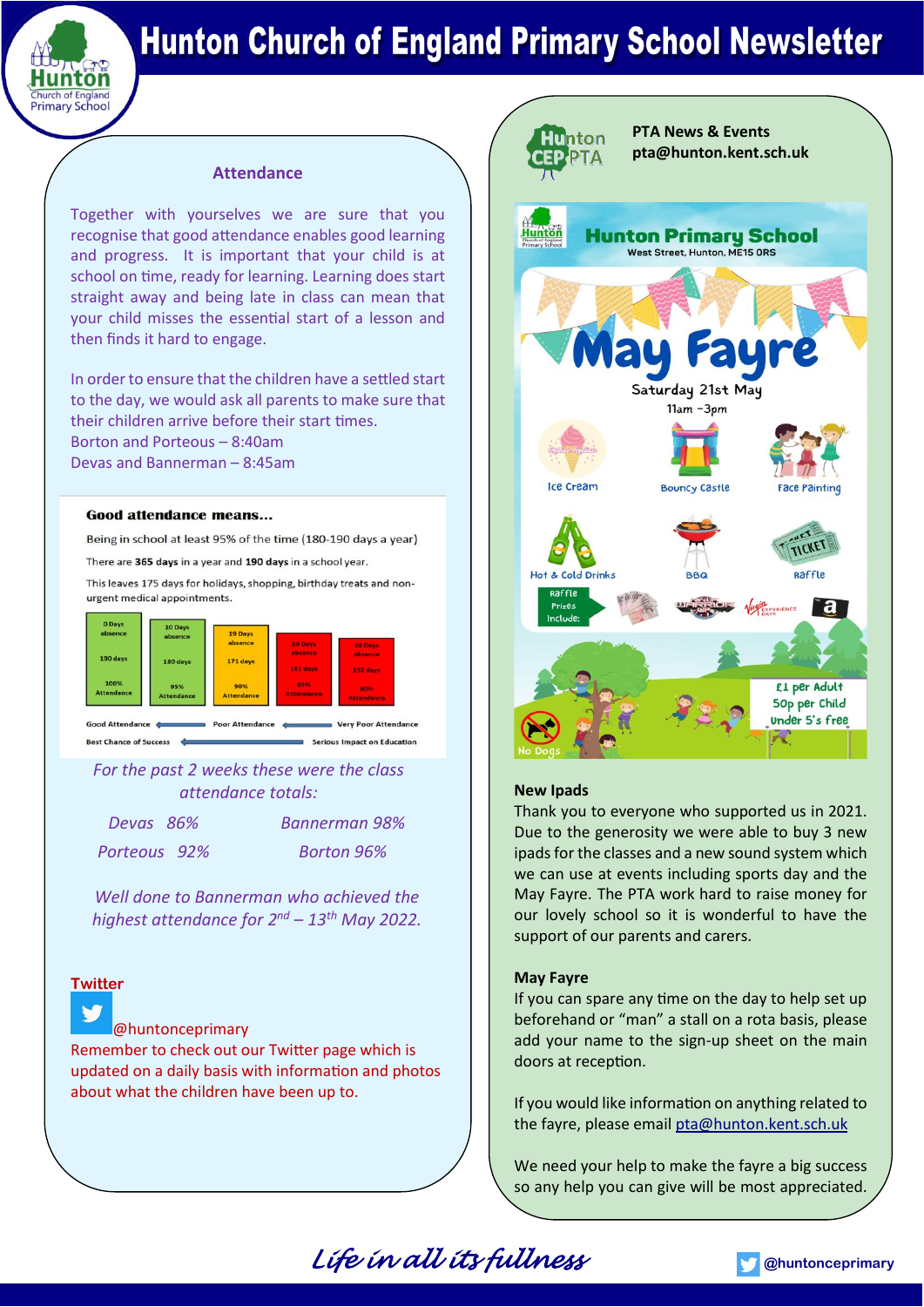# Hunton Church of England Primary School Newsletter

## Attendance

Together with yourselves we are sure that you recognise that good attendance enables good learning and progress. It is important that your child is at school on time, ready for learning. Learning does start straight away and being late in class can mean that your child misses the essential start of a lesson and then finds it hard to engage.

In order to ensure that the children have a settled start to the day, we would ask all parents to make sure that their children arrive before their start times.

Borton and Porteous – 8:40am
Devas and Bannerman – 8:45am

**Good attendance means...**

Being in school at least 95% of the time (180-190 days a year)

There are **365 days** in a year and **190 days** in a school year.

This leaves 175 days for holidays, shopping, birthday treats and non-urgent medical appointments.

| 0 Days absence | 10 Days absence | 19 Days absence | 29 Days absence | 38 Days absence |
|---|---|---|---|---|
| 190 days | 180 days | 171 days | 161 days | 152 days |
| 100% Attendance | 95% Attendance | 90% Attendance | 85% Attendance | 80% Attendance |

Good Attendance ← Poor Attendance ← Very Poor Attendance

Best Chance of Success ← Serious Impact on Education

*For the past 2 weeks these were the class attendance totals:*

*Devas 86%* *Bannerman 98%*

*Porteous 92%* *Borton 96%*

*Well done to Bannerman who achieved the highest attendance for 2nd – 13th May 2022.*

## Twitter

@huntonceprimary

Remember to check out our Twitter page which is updated on a daily basis with information and photos about what the children have been up to.

## PTA News & Events

pta@hunton.kent.sch.uk

**Hunton Primary School**
West Street, Hunton, ME15 0RS

**May Fayre**
Saturday 21st May
11am – 3pm

Ice Cream · Bouncy Castle · Face Painting · Hot & Cold Drinks · BBQ · Raffle

Raffle Prizes Include:

£1 per Adult
50p per Child
Under 5's free

No Dogs

### New Ipads

Thank you to everyone who supported us in 2021. Due to the generosity we were able to buy 3 new ipads for the classes and a new sound system which we can use at events including sports day and the May Fayre. The PTA work hard to raise money for our lovely school so it is wonderful to have the support of our parents and carers.

### May Fayre

If you can spare any time on the day to help set up beforehand or "man" a stall on a rota basis, please add your name to the sign-up sheet on the main doors at reception.

If you would like information on anything related to the fayre, please email pta@hunton.kent.sch.uk

We need your help to make the fayre a big success so any help you can give will be most appreciated.

*Life in all its fullness*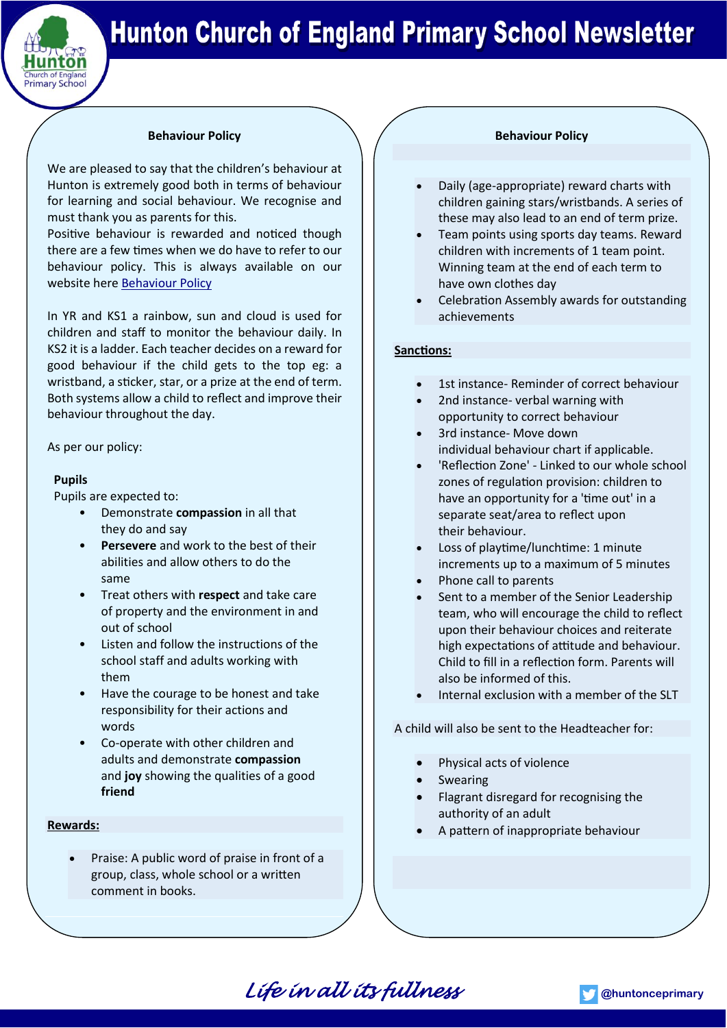# Hunton Church of England Primary School Newsletter

## Behaviour Policy

We are pleased to say that the children's behaviour at Hunton is extremely good both in terms of behaviour for learning and social behaviour. We recognise and must thank you as parents for this.

Positive behaviour is rewarded and noticed though there are a few times when we do have to refer to our behaviour policy. This is always available on our website here Behaviour Policy

In YR and KS1 a rainbow, sun and cloud is used for children and staff to monitor the behaviour daily. In KS2 it is a ladder. Each teacher decides on a reward for good behaviour if the child gets to the top eg: a wristband, a sticker, star, or a prize at the end of term. Both systems allow a child to reflect and improve their behaviour throughout the day.

As per our policy:

**Pupils**

Pupils are expected to:

- Demonstrate **compassion** in all that they do and say
- **Persevere** and work to the best of their abilities and allow others to do the same
- Treat others with **respect** and take care of property and the environment in and out of school
- Listen and follow the instructions of the school staff and adults working with them
- Have the courage to be honest and take responsibility for their actions and words
- Co-operate with other children and adults and demonstrate **compassion** and **joy** showing the qualities of a good **friend**

**Rewards:**

- Praise: A public word of praise in front of a group, class, whole school or a written comment in books.

## Behaviour Policy

- Daily (age-appropriate) reward charts with children gaining stars/wristbands. A series of these may also lead to an end of term prize.
- Team points using sports day teams. Reward children with increments of 1 team point. Winning team at the end of each term to have own clothes day
- Celebration Assembly awards for outstanding achievements

**Sanctions:**

- 1st instance- Reminder of correct behaviour
- 2nd instance- verbal warning with opportunity to correct behaviour
- 3rd instance- Move down individual behaviour chart if applicable.
- 'Reflection Zone' - Linked to our whole school zones of regulation provision: children to have an opportunity for a 'time out' in a separate seat/area to reflect upon their behaviour.
- Loss of playtime/lunchtime: 1 minute increments up to a maximum of 5 minutes
- Phone call to parents
- Sent to a member of the Senior Leadership team, who will encourage the child to reflect upon their behaviour choices and reiterate high expectations of attitude and behaviour. Child to fill in a reflection form. Parents will also be informed of this.
- Internal exclusion with a member of the SLT

A child will also be sent to the Headteacher for:

- Physical acts of violence
- Swearing
- Flagrant disregard for recognising the authority of an adult
- A pattern of inappropriate behaviour

*Life in all its fullness*

@huntonceprimary